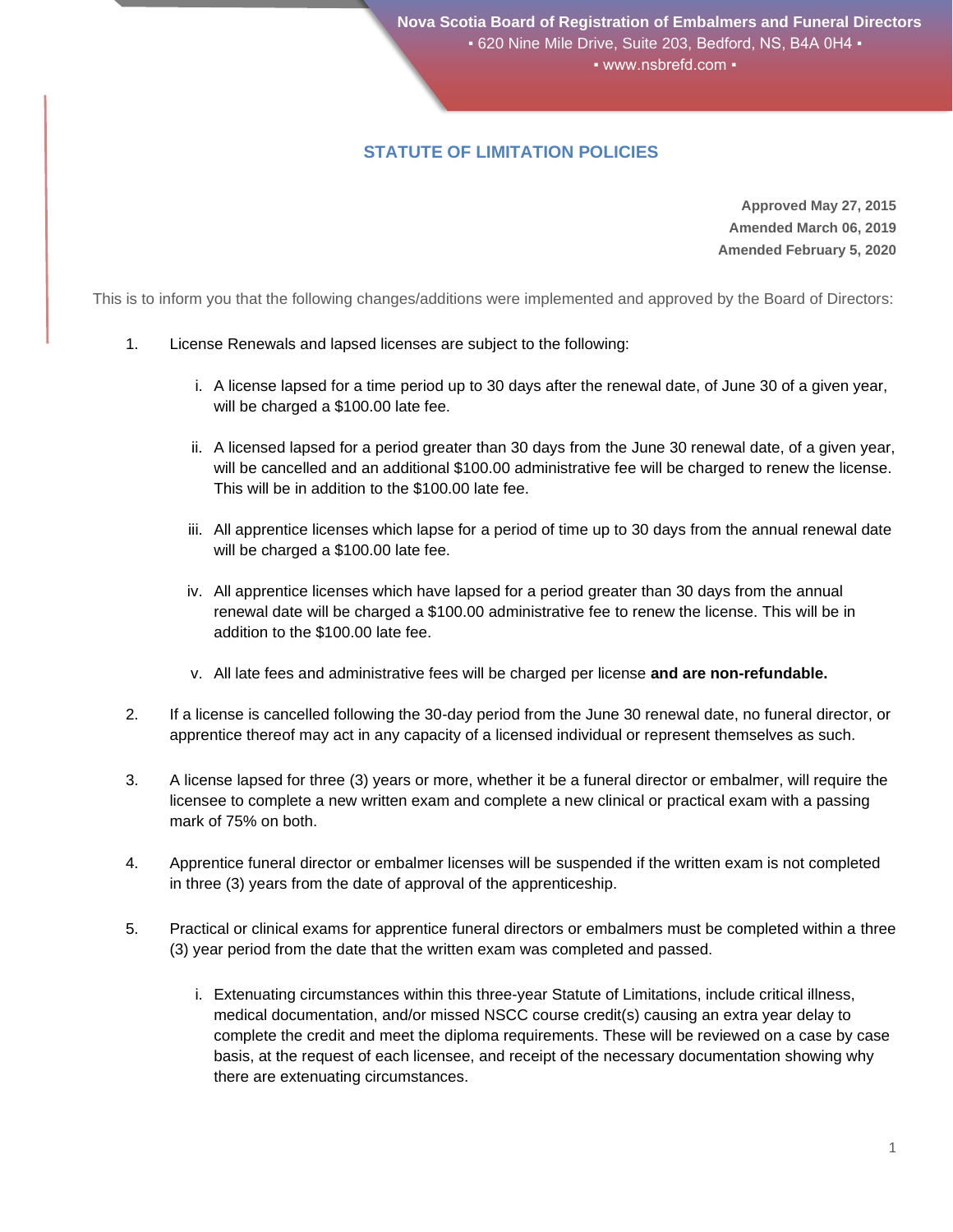Nova Scotia Board of Registration of Embalmers and Funeral Directors
▪ 620 Nine Mile Drive, Suite 203, Bedford, NS, B4A 0H4 ▪
▪ www.nsbrefd.com ▪

## STATUTE OF LIMITATION POLICIES

**Approved May 27, 2015**
**Amended March 06, 2019**
**Amended February 5, 2020**

This is to inform you that the following changes/additions were implemented and approved by the Board of Directors:

1. License Renewals and lapsed licenses are subject to the following:

   i. A license lapsed for a time period up to 30 days after the renewal date, of June 30 of a given year, will be charged a $100.00 late fee.

   ii. A licensed lapsed for a period greater than 30 days from the June 30 renewal date, of a given year, will be cancelled and an additional $100.00 administrative fee will be charged to renew the license. This will be in addition to the $100.00 late fee.

   iii. All apprentice licenses which lapse for a period of time up to 30 days from the annual renewal date will be charged a $100.00 late fee.

   iv. All apprentice licenses which have lapsed for a period greater than 30 days from the annual renewal date will be charged a $100.00 administrative fee to renew the license. This will be in addition to the $100.00 late fee.

   v. All late fees and administrative fees will be charged per license **and are non-refundable.**

2. If a license is cancelled following the 30-day period from the June 30 renewal date, no funeral director, or apprentice thereof may act in any capacity of a licensed individual or represent themselves as such.

3. A license lapsed for three (3) years or more, whether it be a funeral director or embalmer, will require the licensee to complete a new written exam and complete a new clinical or practical exam with a passing mark of 75% on both.

4. Apprentice funeral director or embalmer licenses will be suspended if the written exam is not completed in three (3) years from the date of approval of the apprenticeship.

5. Practical or clinical exams for apprentice funeral directors or embalmers must be completed within a three (3) year period from the date that the written exam was completed and passed.

   i. Extenuating circumstances within this three-year Statute of Limitations, include critical illness, medical documentation, and/or missed NSCC course credit(s) causing an extra year delay to complete the credit and meet the diploma requirements. These will be reviewed on a case by case basis, at the request of each licensee, and receipt of the necessary documentation showing why there are extenuating circumstances.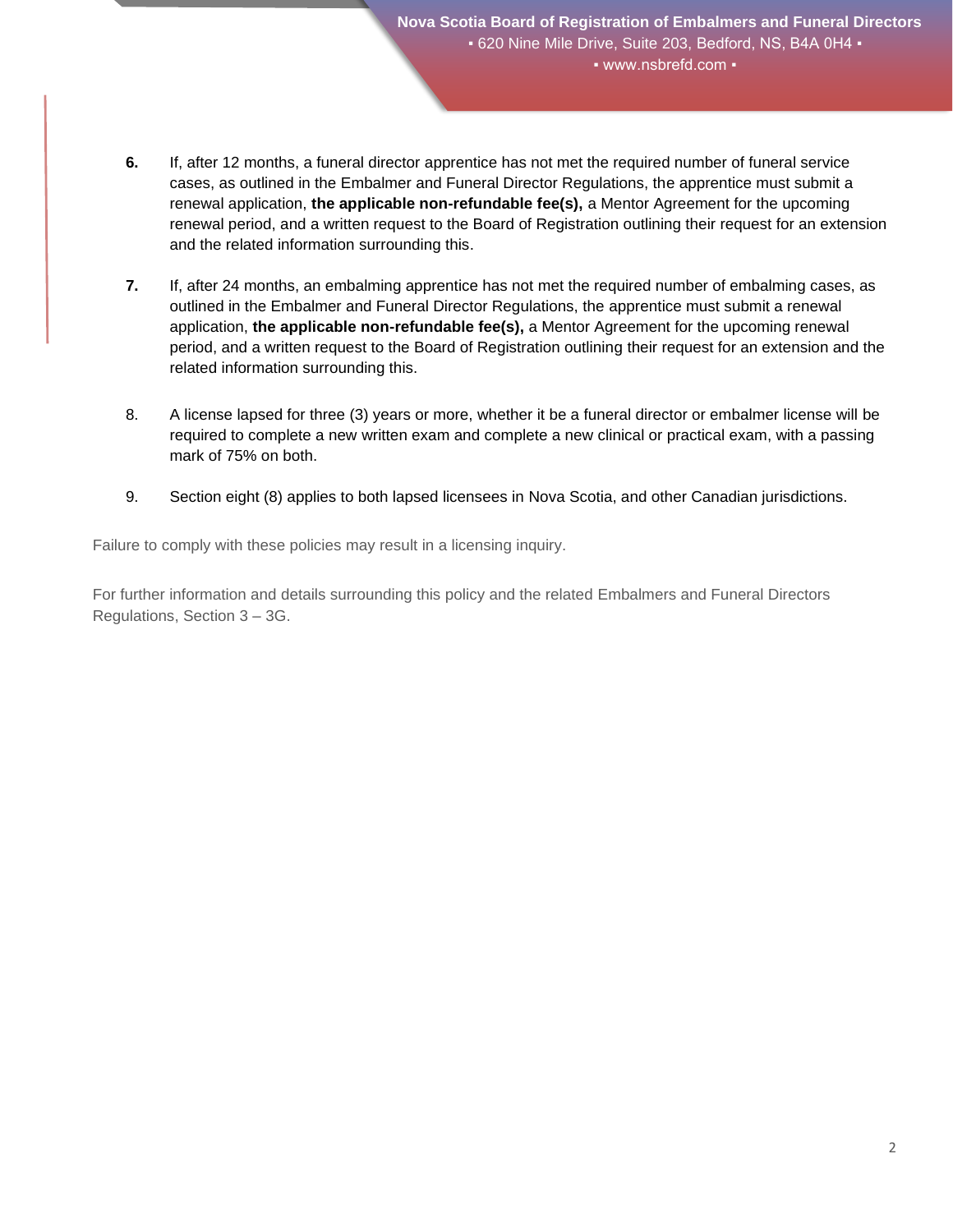**6.** If, after 12 months, a funeral director apprentice has not met the required number of funeral service cases, as outlined in the Embalmer and Funeral Director Regulations, the apprentice must submit a renewal application, **the applicable non-refundable fee(s),** a Mentor Agreement for the upcoming renewal period, and a written request to the Board of Registration outlining their request for an extension and the related information surrounding this.

**7.** If, after 24 months, an embalming apprentice has not met the required number of embalming cases, as outlined in the Embalmer and Funeral Director Regulations, the apprentice must submit a renewal application, **the applicable non-refundable fee(s),** a Mentor Agreement for the upcoming renewal period, and a written request to the Board of Registration outlining their request for an extension and the related information surrounding this.

8. A license lapsed for three (3) years or more, whether it be a funeral director or embalmer license will be required to complete a new written exam and complete a new clinical or practical exam, with a passing mark of 75% on both.

9. Section eight (8) applies to both lapsed licensees in Nova Scotia, and other Canadian jurisdictions.

Failure to comply with these policies may result in a licensing inquiry.

For further information and details surrounding this policy and the related Embalmers and Funeral Directors Regulations, Section 3 – 3G.